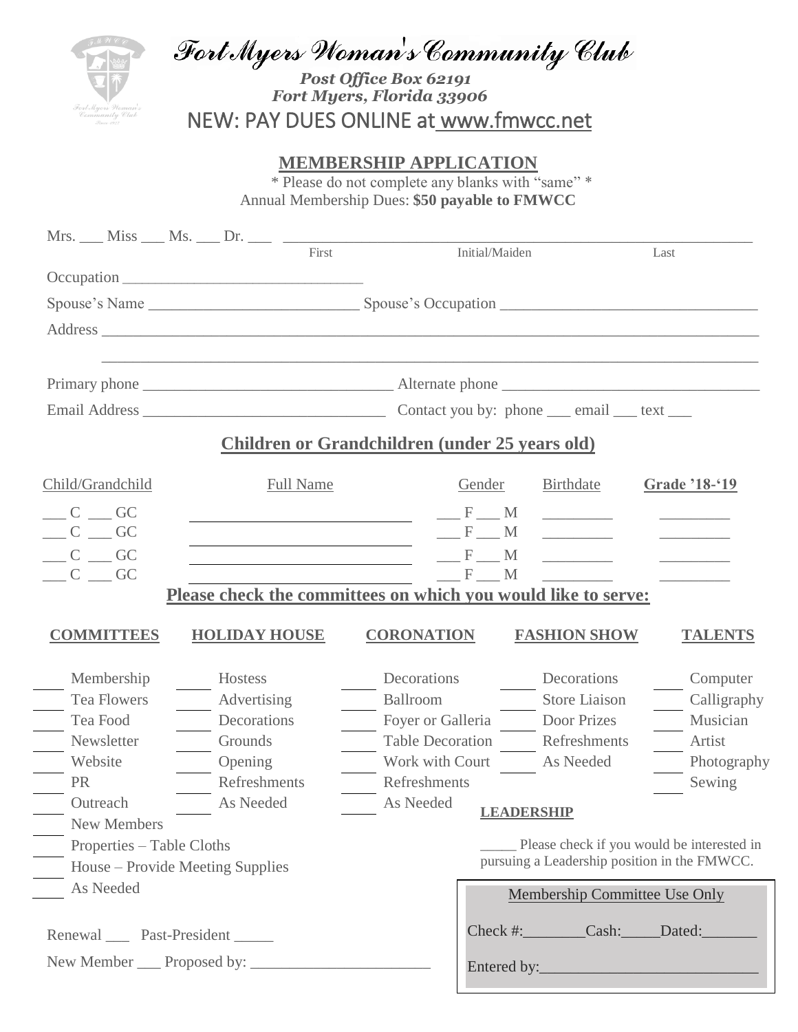# Fort Myers Woman's Community Club

***Post Office Box 62191***
***Fort Myers, Florida 33906***

## NEW: PAY DUES ONLINE at www.fmwcc.net

## MEMBERSHIP APPLICATION

\* Please do not complete any blanks with "same" \*

Annual Membership Dues: **$50 payable to FMWCC**

Mrs. ___ Miss ___ Ms. ___ Dr. ___ ________________________________________________
First Initial/Maiden Last

Occupation ______________________________

Spouse's Name __________________________ Spouse's Occupation ______________________________

Address ________________________________________________________________________________

________________________________________________________________________________

Primary phone ______________________________ Alternate phone ______________________________

Email Address ______________________________ Contact you by: phone ___ email ___ text ___

## Children or Grandchildren (under 25 years old)

| Child/Grandchild | Full Name | Gender | Birthdate | **Grade '18-'19** |
|---|---|---|---|---|
| ___ C ___ GC | ____________________ | ___ F ___ M | _________ | _________ |
| ___ C ___ GC | ____________________ | ___ F ___ M | _________ | _________ |
| ___ C ___ GC | ____________________ | ___ F ___ M | _________ | _________ |
| ___ C ___ GC | ____________________ | ___ F ___ M | _________ | _________ |

## Please check the committees on which you would like to serve:

| **COMMITTEES** | **HOLIDAY HOUSE** | **CORONATION** | **FASHION SHOW** | **TALENTS** |
|---|---|---|---|---|
| ____ Membership | ____ Hostess | ____ Decorations | ____ Decorations | ____ Computer |
| ____ Tea Flowers | ____ Advertising | ____ Ballroom | ____ Store Liaison | ____ Calligraphy |
| ____ Tea Food | ____ Decorations | ____ Foyer or Galleria | ____ Door Prizes | ____ Musician |
| ____ Newsletter | ____ Grounds | ____ Table Decoration | ____ Refreshments | ____ Artist |
| ____ Website | ____ Opening | ____ Work with Court | ____ As Needed | ____ Photography |
| ____ PR | ____ Refreshments | ____ Refreshments | | ____ Sewing |
| ____ Outreach | ____ As Needed | ____ As Needed | | |
| ____ New Members | | | | |
| ____ Properties – Table Cloths | | | | |
| ____ House – Provide Meeting Supplies | | | | |
| ____ As Needed | | | | |

**LEADERSHIP**

_____ Please check if you would be interested in pursuing a Leadership position in the FMWCC.

Renewal ___ Past-President _____

New Member ___ Proposed by: ______________________

Membership Committee Use Only

Check #:________Cash:_____Dated:_______

Entered by:___________________________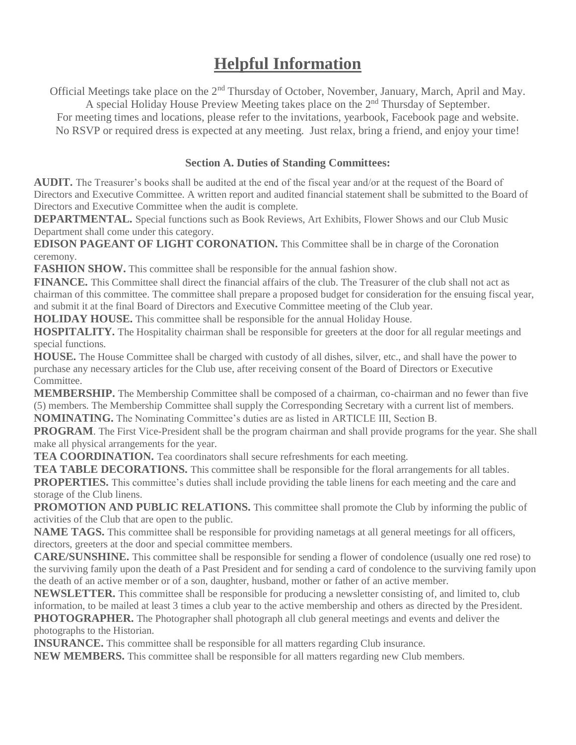# Helpful Information

Official Meetings take place on the 2nd Thursday of October, November, January, March, April and May.
A special Holiday House Preview Meeting takes place on the 2nd Thursday of September.
For meeting times and locations, please refer to the invitations, yearbook, Facebook page and website.
No RSVP or required dress is expected at any meeting. Just relax, bring a friend, and enjoy your time!

### Section A. Duties of Standing Committees:

**AUDIT.** The Treasurer's books shall be audited at the end of the fiscal year and/or at the request of the Board of Directors and Executive Committee. A written report and audited financial statement shall be submitted to the Board of Directors and Executive Committee when the audit is complete.

**DEPARTMENTAL.** Special functions such as Book Reviews, Art Exhibits, Flower Shows and our Club Music Department shall come under this category.

**EDISON PAGEANT OF LIGHT CORONATION.** This Committee shall be in charge of the Coronation ceremony.

**FASHION SHOW.** This committee shall be responsible for the annual fashion show.

**FINANCE.** This Committee shall direct the financial affairs of the club. The Treasurer of the club shall not act as chairman of this committee. The committee shall prepare a proposed budget for consideration for the ensuing fiscal year, and submit it at the final Board of Directors and Executive Committee meeting of the Club year.

**HOLIDAY HOUSE.** This committee shall be responsible for the annual Holiday House.

**HOSPITALITY.** The Hospitality chairman shall be responsible for greeters at the door for all regular meetings and special functions.

**HOUSE.** The House Committee shall be charged with custody of all dishes, silver, etc., and shall have the power to purchase any necessary articles for the Club use, after receiving consent of the Board of Directors or Executive Committee.

**MEMBERSHIP.** The Membership Committee shall be composed of a chairman, co-chairman and no fewer than five (5) members. The Membership Committee shall supply the Corresponding Secretary with a current list of members.

**NOMINATING.** The Nominating Committee's duties are as listed in ARTICLE III, Section B.

**PROGRAM**. The First Vice-President shall be the program chairman and shall provide programs for the year. She shall make all physical arrangements for the year.

**TEA COORDINATION.** Tea coordinators shall secure refreshments for each meeting.

**TEA TABLE DECORATIONS.** This committee shall be responsible for the floral arrangements for all tables.

**PROPERTIES.** This committee's duties shall include providing the table linens for each meeting and the care and storage of the Club linens.

**PROMOTION AND PUBLIC RELATIONS.** This committee shall promote the Club by informing the public of activities of the Club that are open to the public.

**NAME TAGS.** This committee shall be responsible for providing nametags at all general meetings for all officers, directors, greeters at the door and special committee members.

**CARE/SUNSHINE.** This committee shall be responsible for sending a flower of condolence (usually one red rose) to the surviving family upon the death of a Past President and for sending a card of condolence to the surviving family upon the death of an active member or of a son, daughter, husband, mother or father of an active member.

**NEWSLETTER.** This committee shall be responsible for producing a newsletter consisting of, and limited to, club information, to be mailed at least 3 times a club year to the active membership and others as directed by the President.

**PHOTOGRAPHER.** The Photographer shall photograph all club general meetings and events and deliver the photographs to the Historian.

**INSURANCE.** This committee shall be responsible for all matters regarding Club insurance.

**NEW MEMBERS.** This committee shall be responsible for all matters regarding new Club members.